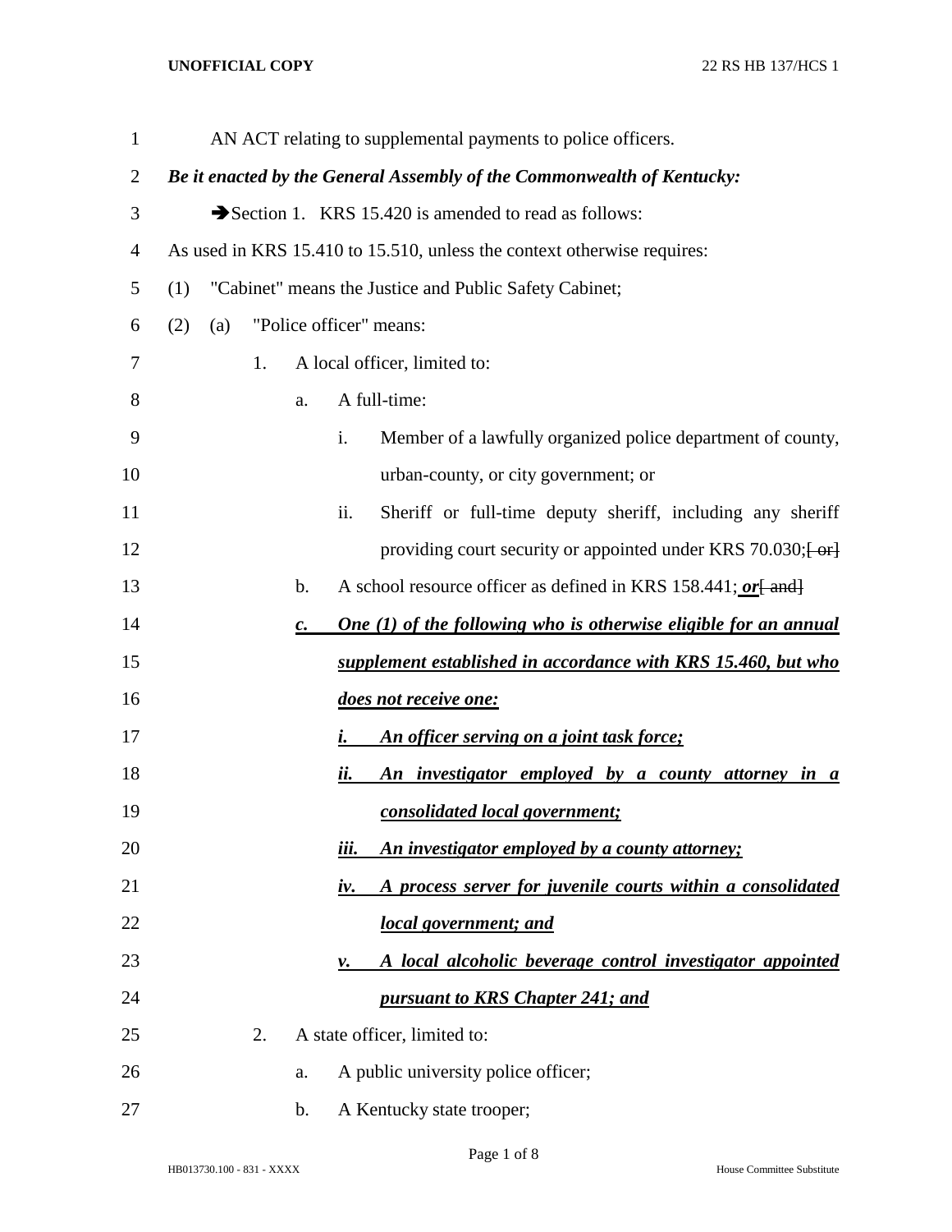AN ACT relating to supplemental payments to police officers.

***Be it enacted by the General Assembly of the Commonwealth of Kentucky:***

➔Section 1. KRS 15.420 is amended to read as follows:

As used in KRS 15.410 to 15.510, unless the context otherwise requires:

(1) "Cabinet" means the Justice and Public Safety Cabinet;

(2) (a) "Police officer" means:

1. A local officer, limited to:

a. A full-time:

i. Member of a lawfully organized police department of county, urban-county, or city government; or

ii. Sheriff or full-time deputy sheriff, including any sheriff providing court security or appointed under KRS 70.030;~~[ or]~~

b. A school resource officer as defined in KRS 158.441; ***or***~~[ and]~~

***c. One (1) of the following who is otherwise eligible for an annual supplement established in accordance with KRS 15.460, but who does not receive one:***

***i. An officer serving on a joint task force;***

***ii. An investigator employed by a county attorney in a consolidated local government;***

***iii. An investigator employed by a county attorney;***

***iv. A process server for juvenile courts within a consolidated local government; and***

***v. A local alcoholic beverage control investigator appointed pursuant to KRS Chapter 241; and***

2. A state officer, limited to:

a. A public university police officer;

b. A Kentucky state trooper;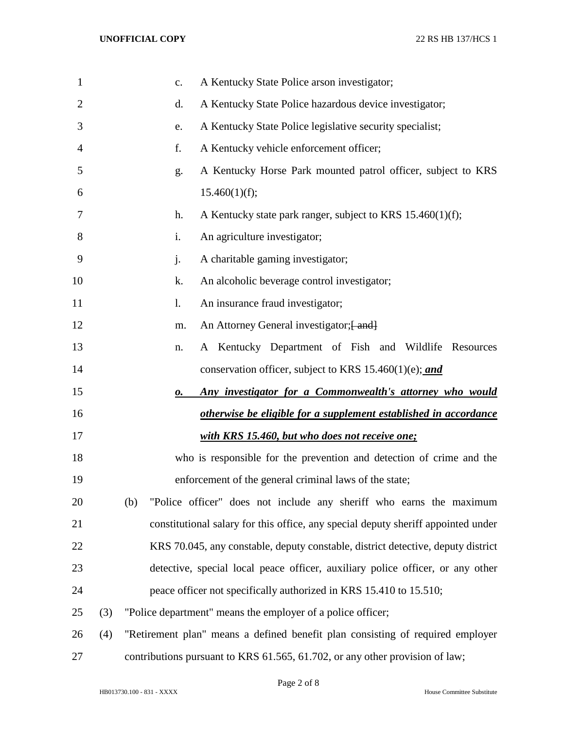c. A Kentucky State Police arson investigator;

d. A Kentucky State Police hazardous device investigator;

e. A Kentucky State Police legislative security specialist;

f. A Kentucky vehicle enforcement officer;

g. A Kentucky Horse Park mounted patrol officer, subject to KRS 15.460(1)(f);

h. A Kentucky state park ranger, subject to KRS 15.460(1)(f);

i. An agriculture investigator;

j. A charitable gaming investigator;

k. An alcoholic beverage control investigator;

l. An insurance fraud investigator;

m. An Attorney General investigator;~~[ and]~~

n. A Kentucky Department of Fish and Wildlife Resources conservation officer, subject to KRS 15.460(1)(e); ***and***

***o. Any investigator for a Commonwealth's attorney who would otherwise be eligible for a supplement established in accordance with KRS 15.460, but who does not receive one;***

who is responsible for the prevention and detection of crime and the enforcement of the general criminal laws of the state;

(b) "Police officer" does not include any sheriff who earns the maximum constitutional salary for this office, any special deputy sheriff appointed under KRS 70.045, any constable, deputy constable, district detective, deputy district detective, special local peace officer, auxiliary police officer, or any other peace officer not specifically authorized in KRS 15.410 to 15.510;

(3) "Police department" means the employer of a police officer;

(4) "Retirement plan" means a defined benefit plan consisting of required employer contributions pursuant to KRS 61.565, 61.702, or any other provision of law;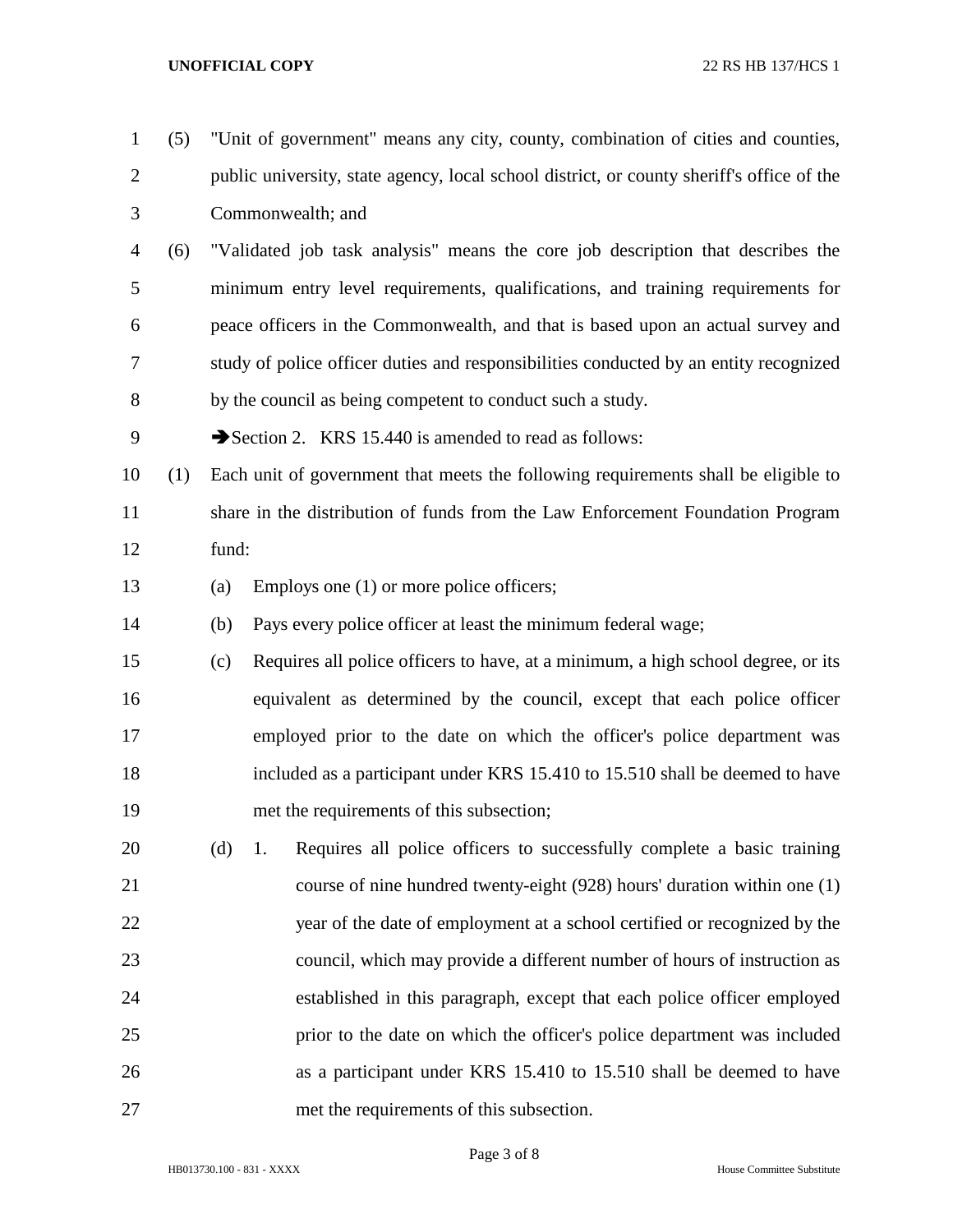(5) "Unit of government" means any city, county, combination of cities and counties, public university, state agency, local school district, or county sheriff's office of the Commonwealth; and

(6) "Validated job task analysis" means the core job description that describes the minimum entry level requirements, qualifications, and training requirements for peace officers in the Commonwealth, and that is based upon an actual survey and study of police officer duties and responsibilities conducted by an entity recognized by the council as being competent to conduct such a study.

➔Section 2. KRS 15.440 is amended to read as follows:

(1) Each unit of government that meets the following requirements shall be eligible to share in the distribution of funds from the Law Enforcement Foundation Program fund:

(a) Employs one (1) or more police officers;

(b) Pays every police officer at least the minimum federal wage;

(c) Requires all police officers to have, at a minimum, a high school degree, or its equivalent as determined by the council, except that each police officer employed prior to the date on which the officer's police department was included as a participant under KRS 15.410 to 15.510 shall be deemed to have met the requirements of this subsection;

(d) 1. Requires all police officers to successfully complete a basic training course of nine hundred twenty-eight (928) hours' duration within one (1) year of the date of employment at a school certified or recognized by the council, which may provide a different number of hours of instruction as established in this paragraph, except that each police officer employed prior to the date on which the officer's police department was included as a participant under KRS 15.410 to 15.510 shall be deemed to have met the requirements of this subsection.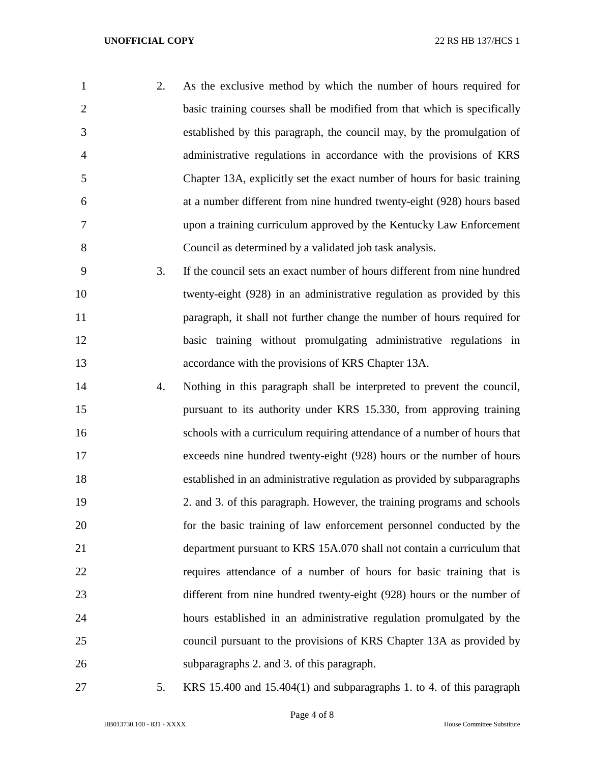2. As the exclusive method by which the number of hours required for basic training courses shall be modified from that which is specifically established by this paragraph, the council may, by the promulgation of administrative regulations in accordance with the provisions of KRS Chapter 13A, explicitly set the exact number of hours for basic training at a number different from nine hundred twenty-eight (928) hours based upon a training curriculum approved by the Kentucky Law Enforcement Council as determined by a validated job task analysis.

3. If the council sets an exact number of hours different from nine hundred twenty-eight (928) in an administrative regulation as provided by this paragraph, it shall not further change the number of hours required for basic training without promulgating administrative regulations in accordance with the provisions of KRS Chapter 13A.

4. Nothing in this paragraph shall be interpreted to prevent the council, pursuant to its authority under KRS 15.330, from approving training schools with a curriculum requiring attendance of a number of hours that exceeds nine hundred twenty-eight (928) hours or the number of hours established in an administrative regulation as provided by subparagraphs 2. and 3. of this paragraph. However, the training programs and schools for the basic training of law enforcement personnel conducted by the department pursuant to KRS 15A.070 shall not contain a curriculum that requires attendance of a number of hours for basic training that is different from nine hundred twenty-eight (928) hours or the number of hours established in an administrative regulation promulgated by the council pursuant to the provisions of KRS Chapter 13A as provided by subparagraphs 2. and 3. of this paragraph.

5. KRS 15.400 and 15.404(1) and subparagraphs 1. to 4. of this paragraph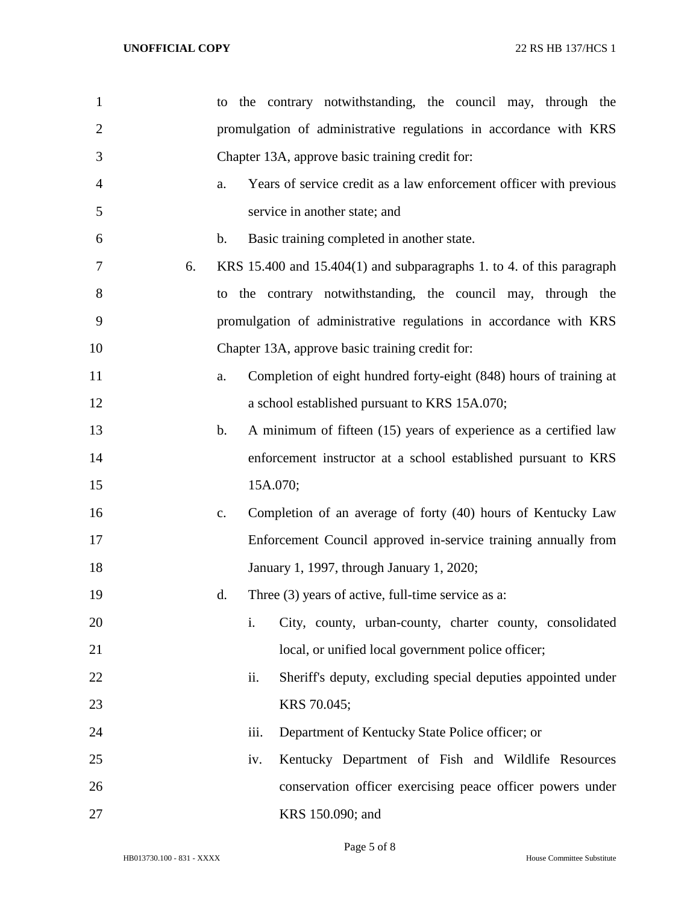to the contrary notwithstanding, the council may, through the promulgation of administrative regulations in accordance with KRS Chapter 13A, approve basic training credit for:

a. Years of service credit as a law enforcement officer with previous service in another state; and

b. Basic training completed in another state.

6. KRS 15.400 and 15.404(1) and subparagraphs 1. to 4. of this paragraph to the contrary notwithstanding, the council may, through the promulgation of administrative regulations in accordance with KRS Chapter 13A, approve basic training credit for:

a. Completion of eight hundred forty-eight (848) hours of training at a school established pursuant to KRS 15A.070;

b. A minimum of fifteen (15) years of experience as a certified law enforcement instructor at a school established pursuant to KRS 15A.070;

c. Completion of an average of forty (40) hours of Kentucky Law Enforcement Council approved in-service training annually from January 1, 1997, through January 1, 2020;

d. Three (3) years of active, full-time service as a:

i. City, county, urban-county, charter county, consolidated local, or unified local government police officer;

ii. Sheriff's deputy, excluding special deputies appointed under KRS 70.045;

iii. Department of Kentucky State Police officer; or

iv. Kentucky Department of Fish and Wildlife Resources conservation officer exercising peace officer powers under KRS 150.090; and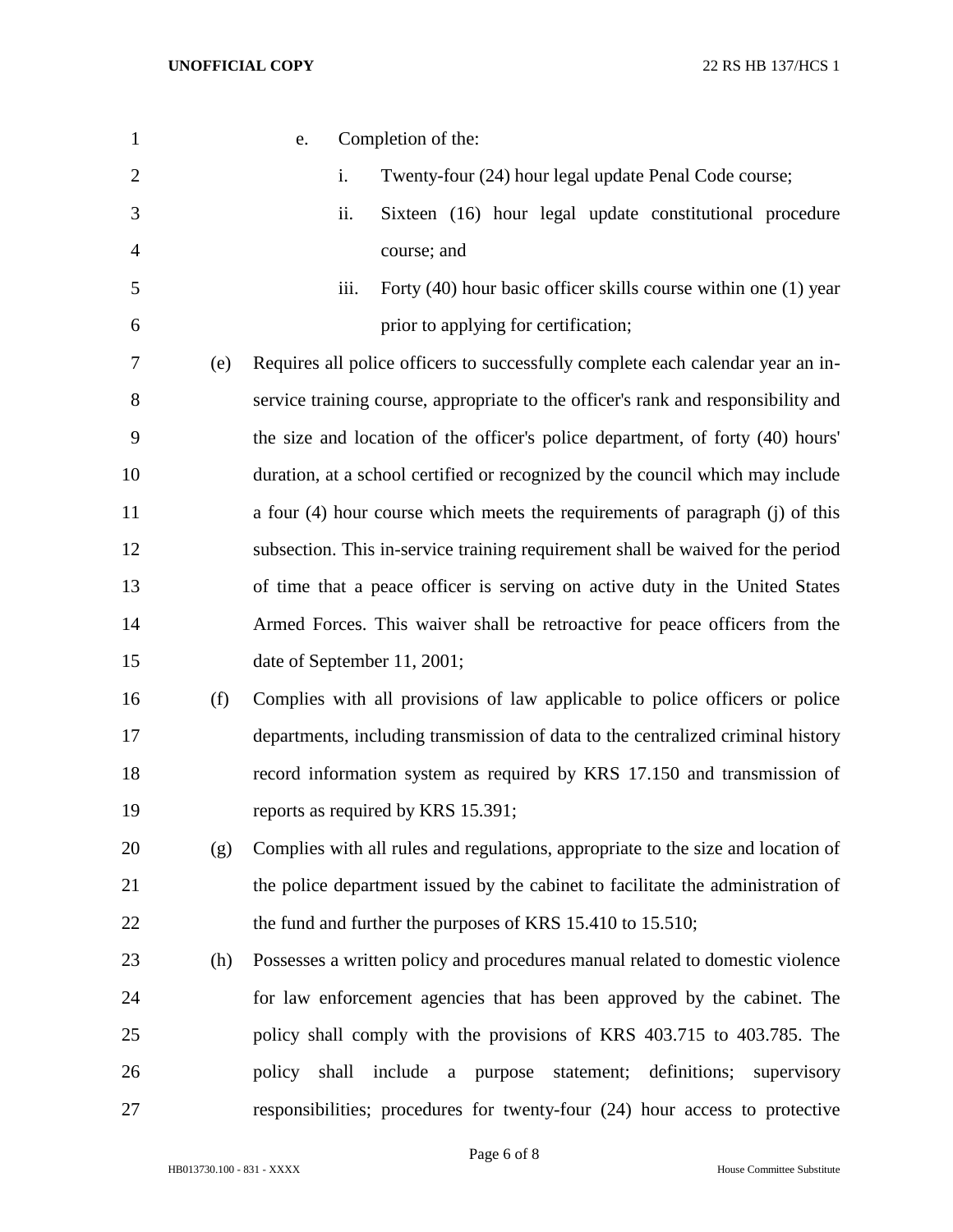e. Completion of the:

i. Twenty-four (24) hour legal update Penal Code course;

ii. Sixteen (16) hour legal update constitutional procedure course; and

iii. Forty (40) hour basic officer skills course within one (1) year prior to applying for certification;

(e) Requires all police officers to successfully complete each calendar year an in-service training course, appropriate to the officer's rank and responsibility and the size and location of the officer's police department, of forty (40) hours' duration, at a school certified or recognized by the council which may include a four (4) hour course which meets the requirements of paragraph (j) of this subsection. This in-service training requirement shall be waived for the period of time that a peace officer is serving on active duty in the United States Armed Forces. This waiver shall be retroactive for peace officers from the date of September 11, 2001;

(f) Complies with all provisions of law applicable to police officers or police departments, including transmission of data to the centralized criminal history record information system as required by KRS 17.150 and transmission of reports as required by KRS 15.391;

(g) Complies with all rules and regulations, appropriate to the size and location of the police department issued by the cabinet to facilitate the administration of the fund and further the purposes of KRS 15.410 to 15.510;

(h) Possesses a written policy and procedures manual related to domestic violence for law enforcement agencies that has been approved by the cabinet. The policy shall comply with the provisions of KRS 403.715 to 403.785. The policy shall include a purpose statement; definitions; supervisory responsibilities; procedures for twenty-four (24) hour access to protective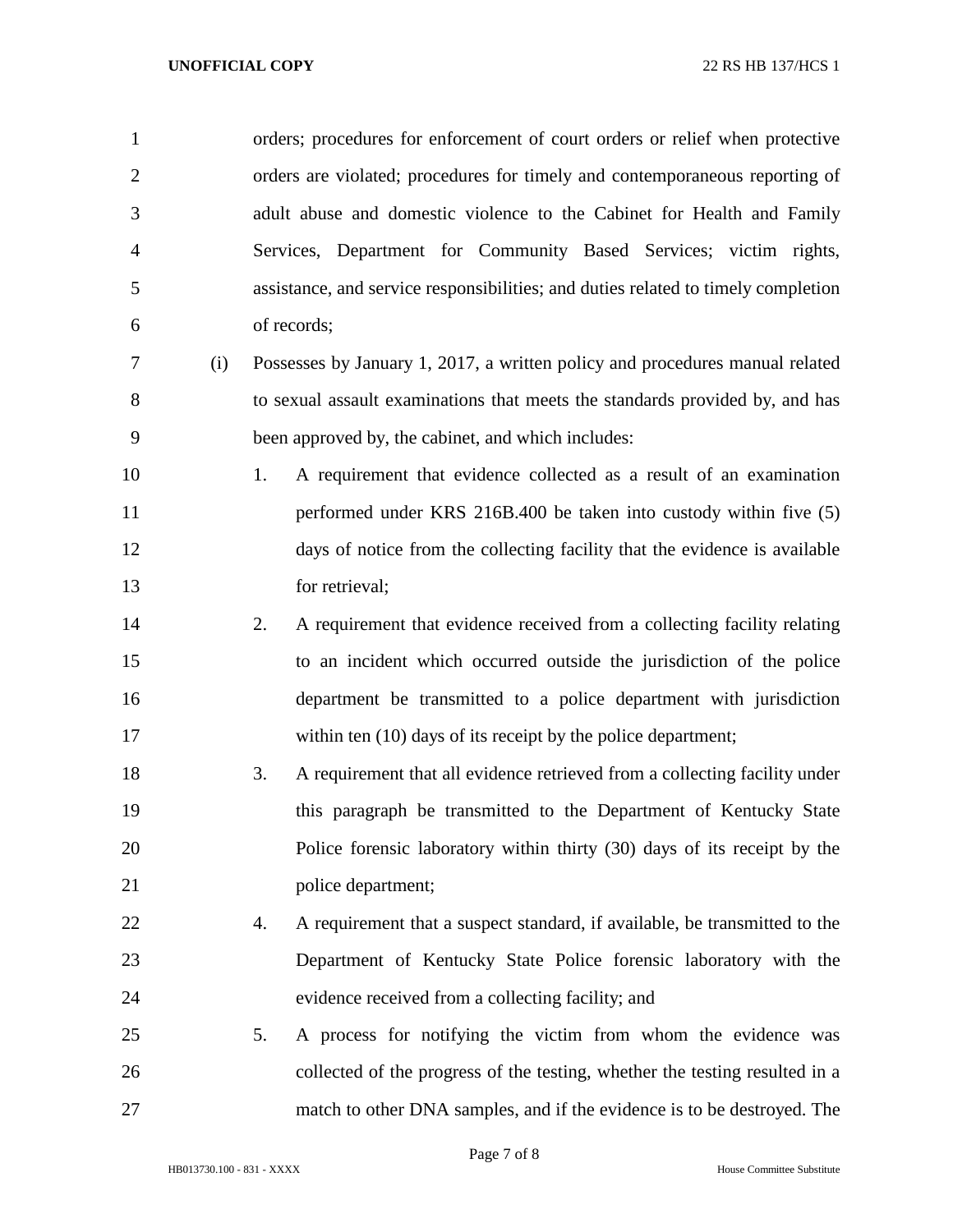orders; procedures for enforcement of court orders or relief when protective orders are violated; procedures for timely and contemporaneous reporting of adult abuse and domestic violence to the Cabinet for Health and Family Services, Department for Community Based Services; victim rights, assistance, and service responsibilities; and duties related to timely completion of records;

(i) Possesses by January 1, 2017, a written policy and procedures manual related to sexual assault examinations that meets the standards provided by, and has been approved by, the cabinet, and which includes:

1. A requirement that evidence collected as a result of an examination performed under KRS 216B.400 be taken into custody within five (5) days of notice from the collecting facility that the evidence is available for retrieval;
2. A requirement that evidence received from a collecting facility relating to an incident which occurred outside the jurisdiction of the police department be transmitted to a police department with jurisdiction within ten (10) days of its receipt by the police department;
3. A requirement that all evidence retrieved from a collecting facility under this paragraph be transmitted to the Department of Kentucky State Police forensic laboratory within thirty (30) days of its receipt by the police department;
4. A requirement that a suspect standard, if available, be transmitted to the Department of Kentucky State Police forensic laboratory with the evidence received from a collecting facility; and
5. A process for notifying the victim from whom the evidence was collected of the progress of the testing, whether the testing resulted in a match to other DNA samples, and if the evidence is to be destroyed. The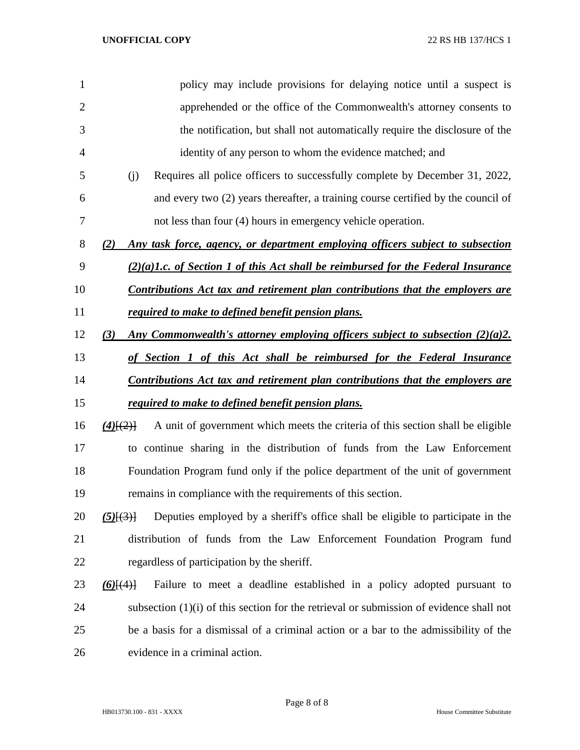policy may include provisions for delaying notice until a suspect is apprehended or the office of the Commonwealth's attorney consents to the notification, but shall not automatically require the disclosure of the identity of any person to whom the evidence matched; and

(j) Requires all police officers to successfully complete by December 31, 2022, and every two (2) years thereafter, a training course certified by the council of not less than four (4) hours in emergency vehicle operation.

***(2) Any task force, agency, or department employing officers subject to subsection (2)(a)1.c. of Section 1 of this Act shall be reimbursed for the Federal Insurance Contributions Act tax and retirement plan contributions that the employers are required to make to defined benefit pension plans.***

***(3) Any Commonwealth's attorney employing officers subject to subsection (2)(a)2. of Section 1 of this Act shall be reimbursed for the Federal Insurance Contributions Act tax and retirement plan contributions that the employers are required to make to defined benefit pension plans.***

***(4)***~~[(2)]~~ A unit of government which meets the criteria of this section shall be eligible to continue sharing in the distribution of funds from the Law Enforcement Foundation Program fund only if the police department of the unit of government remains in compliance with the requirements of this section.

***(5)***~~[(3)]~~ Deputies employed by a sheriff's office shall be eligible to participate in the distribution of funds from the Law Enforcement Foundation Program fund regardless of participation by the sheriff.

***(6)***~~[(4)]~~ Failure to meet a deadline established in a policy adopted pursuant to subsection (1)(i) of this section for the retrieval or submission of evidence shall not be a basis for a dismissal of a criminal action or a bar to the admissibility of the evidence in a criminal action.